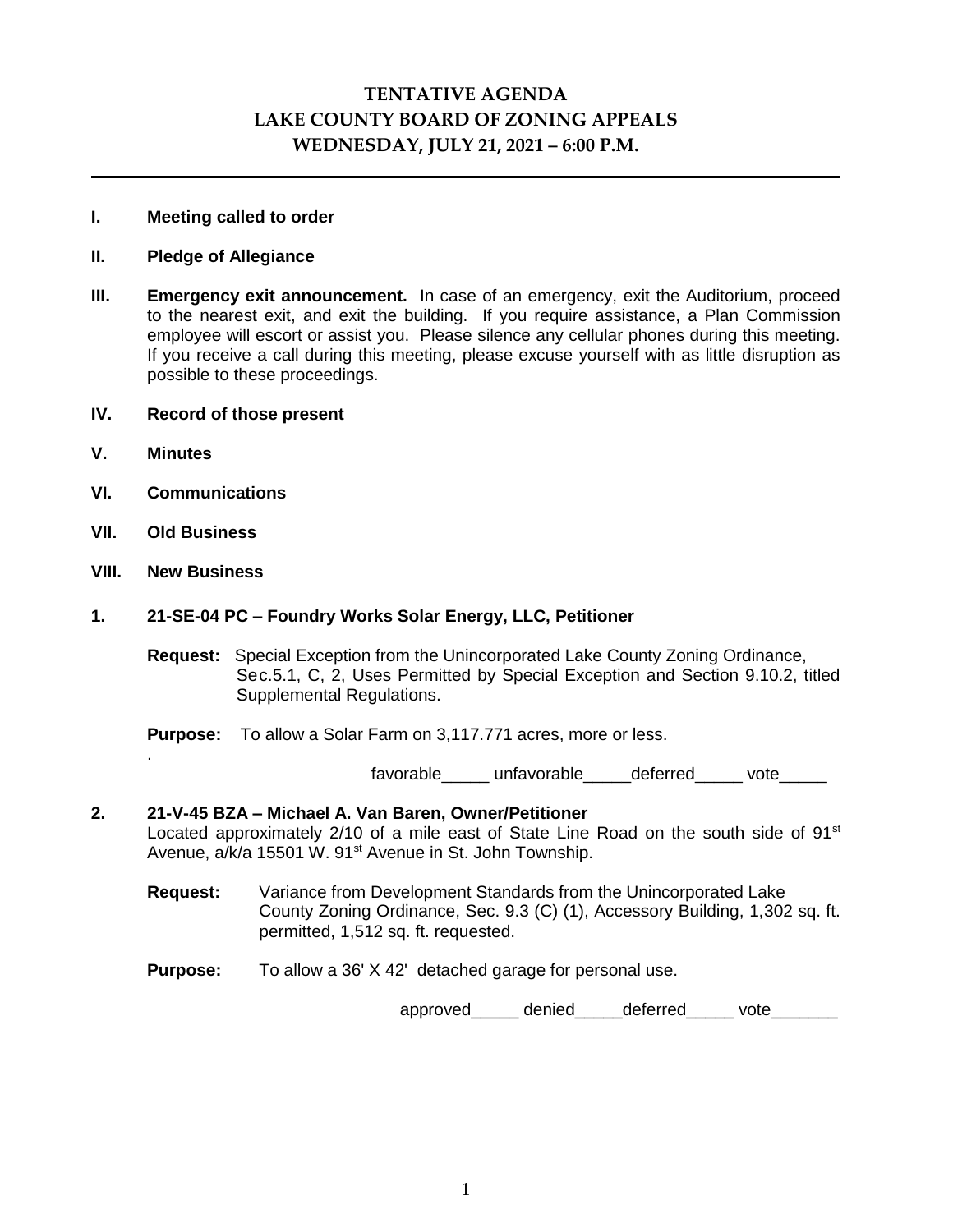# TENTATIVE AGENDA
# LAKE COUNTY BOARD OF ZONING APPEALS
# WEDNESDAY, JULY 21, 2021 – 6:00 P.M.

---

**I. Meeting called to order**

**II. Pledge of Allegiance**

**III. Emergency exit announcement.** In case of an emergency, exit the Auditorium, proceed to the nearest exit, and exit the building. If you require assistance, a Plan Commission employee will escort or assist you. Please silence any cellular phones during this meeting. If you receive a call during this meeting, please excuse yourself with as little disruption as possible to these proceedings.

**IV. Record of those present**

**V. Minutes**

**VI. Communications**

**VII. Old Business**

**VIII. New Business**

**1. 21-SE-04 PC – Foundry Works Solar Energy, LLC, Petitioner**

**Request:** Special Exception from the Unincorporated Lake County Zoning Ordinance, Sec.5.1, C, 2, Uses Permitted by Special Exception and Section 9.10.2, titled Supplemental Regulations.

**Purpose:** To allow a Solar Farm on 3,117.771 acres, more or less.

.

favorable_____ unfavorable_____deferred_____ vote_____

**2. 21-V-45 BZA – Michael A. Van Baren, Owner/Petitioner**
Located approximately 2/10 of a mile east of State Line Road on the south side of 91st Avenue, a/k/a 15501 W. 91st Avenue in St. John Township.

**Request:** Variance from Development Standards from the Unincorporated Lake County Zoning Ordinance, Sec. 9.3 (C) (1), Accessory Building, 1,302 sq. ft. permitted, 1,512 sq. ft. requested.

**Purpose:** To allow a 36' X 42' detached garage for personal use.

approved_____ denied_____deferred_____ vote_______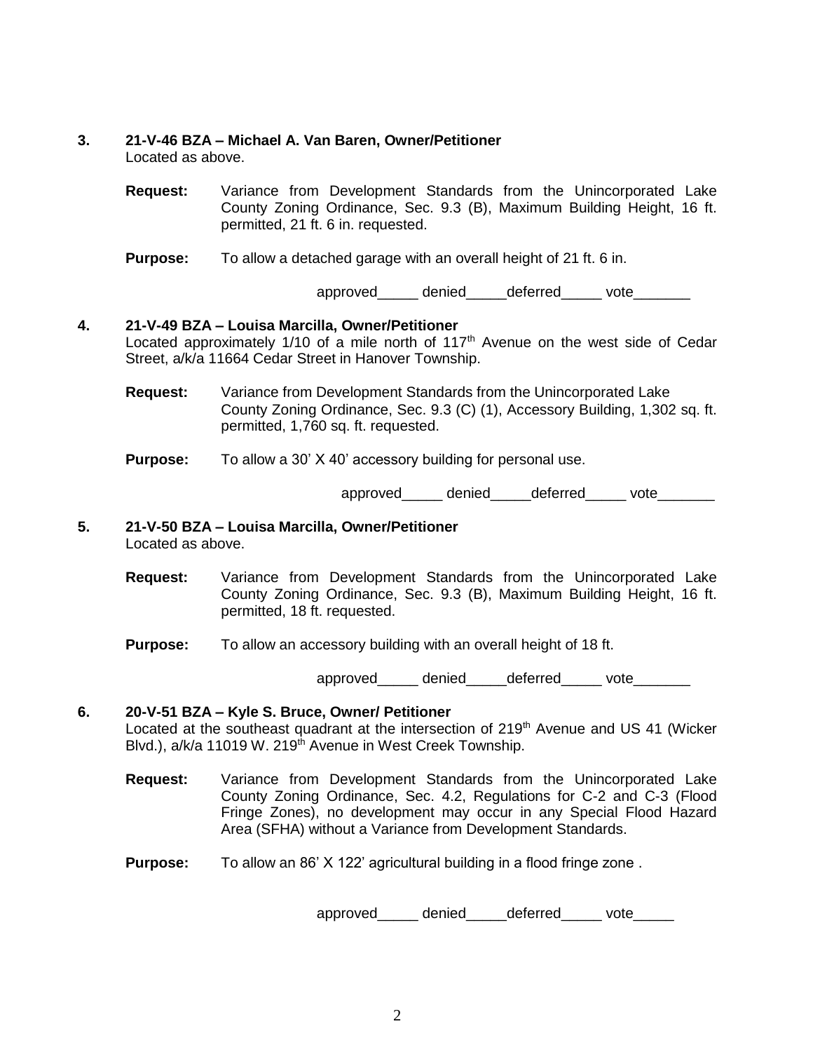**3. 21-V-46 BZA – Michael A. Van Baren, Owner/Petitioner**
Located as above.

**Request:** Variance from Development Standards from the Unincorporated Lake County Zoning Ordinance, Sec. 9.3 (B), Maximum Building Height, 16 ft. permitted, 21 ft. 6 in. requested.

**Purpose:** To allow a detached garage with an overall height of 21 ft. 6 in.

approved_____ denied_____deferred_____ vote_______

**4. 21-V-49 BZA – Louisa Marcilla, Owner/Petitioner**
Located approximately 1/10 of a mile north of 117th Avenue on the west side of Cedar Street, a/k/a 11664 Cedar Street in Hanover Township.

**Request:** Variance from Development Standards from the Unincorporated Lake County Zoning Ordinance, Sec. 9.3 (C) (1), Accessory Building, 1,302 sq. ft. permitted, 1,760 sq. ft. requested.

**Purpose:** To allow a 30' X 40' accessory building for personal use.

approved_____ denied_____deferred_____ vote_______

**5. 21-V-50 BZA – Louisa Marcilla, Owner/Petitioner**
Located as above.

**Request:** Variance from Development Standards from the Unincorporated Lake County Zoning Ordinance, Sec. 9.3 (B), Maximum Building Height, 16 ft. permitted, 18 ft. requested.

**Purpose:** To allow an accessory building with an overall height of 18 ft.

approved_____ denied_____deferred_____ vote_______

**6. 20-V-51 BZA – Kyle S. Bruce, Owner/ Petitioner**
Located at the southeast quadrant at the intersection of 219th Avenue and US 41 (Wicker Blvd.), a/k/a 11019 W. 219th Avenue in West Creek Township.

**Request:** Variance from Development Standards from the Unincorporated Lake County Zoning Ordinance, Sec. 4.2, Regulations for C-2 and C-3 (Flood Fringe Zones), no development may occur in any Special Flood Hazard Area (SFHA) without a Variance from Development Standards.

**Purpose:** To allow an 86' X 122' agricultural building in a flood fringe zone .

approved_____ denied_____deferred_____ vote_____